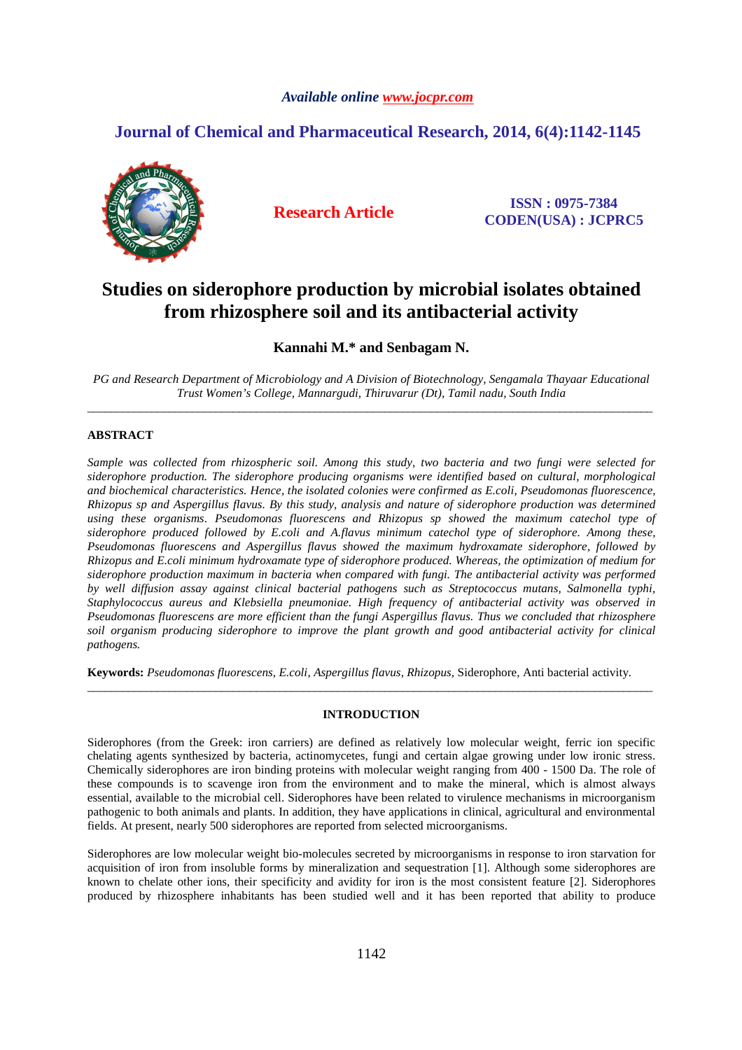*Available online www.jocpr.com*

**Journal of Chemical and Pharmaceutical Research, 2014, 6(4):1142-1145**

**Research Article**

**ISSN : 0975-7384**
**CODEN(USA) : JCPRC5**

# Studies on siderophore production by microbial isolates obtained from rhizosphere soil and its antibacterial activity

**Kannahi M.\* and Senbagam N.**

*PG and Research Department of Microbiology and A Division of Biotechnology, Sengamala Thayaar Educational Trust Women's College, Mannargudi, Thiruvarur (Dt), Tamil nadu, South India*

---

## ABSTRACT

*Sample was collected from rhizospheric soil. Among this study, two bacteria and two fungi were selected for siderophore production. The siderophore producing organisms were identified based on cultural, morphological and biochemical characteristics. Hence, the isolated colonies were confirmed as E.coli, Pseudomonas fluorescence, Rhizopus sp and Aspergillus flavus. By this study, analysis and nature of siderophore production was determined using these organisms. Pseudomonas fluorescens and Rhizopus sp showed the maximum catechol type of siderophore produced followed by E.coli and A.flavus minimum catechol type of siderophore. Among these, Pseudomonas fluorescens and Aspergillus flavus showed the maximum hydroxamate siderophore, followed by Rhizopus and E.coli minimum hydroxamate type of siderophore produced. Whereas, the optimization of medium for siderophore production maximum in bacteria when compared with fungi. The antibacterial activity was performed by well diffusion assay against clinical bacterial pathogens such as Streptococcus mutans, Salmonella typhi, Staphylococcus aureus and Klebsiella pneumoniae. High frequency of antibacterial activity was observed in Pseudomonas fluorescens are more efficient than the fungi Aspergillus flavus. Thus we concluded that rhizosphere soil organism producing siderophore to improve the plant growth and good antibacterial activity for clinical pathogens.*

**Keywords:** *Pseudomonas fluorescens, E.coli*, *Aspergillus flavus*, *Rhizopus*, Siderophore, Anti bacterial activity.

---

## INTRODUCTION

Siderophores (from the Greek: iron carriers) are defined as relatively low molecular weight, ferric ion specific chelating agents synthesized by bacteria, actinomycetes, fungi and certain algae growing under low ironic stress. Chemically siderophores are iron binding proteins with molecular weight ranging from 400 - 1500 Da. The role of these compounds is to scavenge iron from the environment and to make the mineral, which is almost always essential, available to the microbial cell. Siderophores have been related to virulence mechanisms in microorganism pathogenic to both animals and plants. In addition, they have applications in clinical, agricultural and environmental fields. At present, nearly 500 siderophores are reported from selected microorganisms.

Siderophores are low molecular weight bio-molecules secreted by microorganisms in response to iron starvation for acquisition of iron from insoluble forms by mineralization and sequestration [1]. Although some siderophores are known to chelate other ions, their specificity and avidity for iron is the most consistent feature [2]. Siderophores produced by rhizosphere inhabitants has been studied well and it has been reported that ability to produce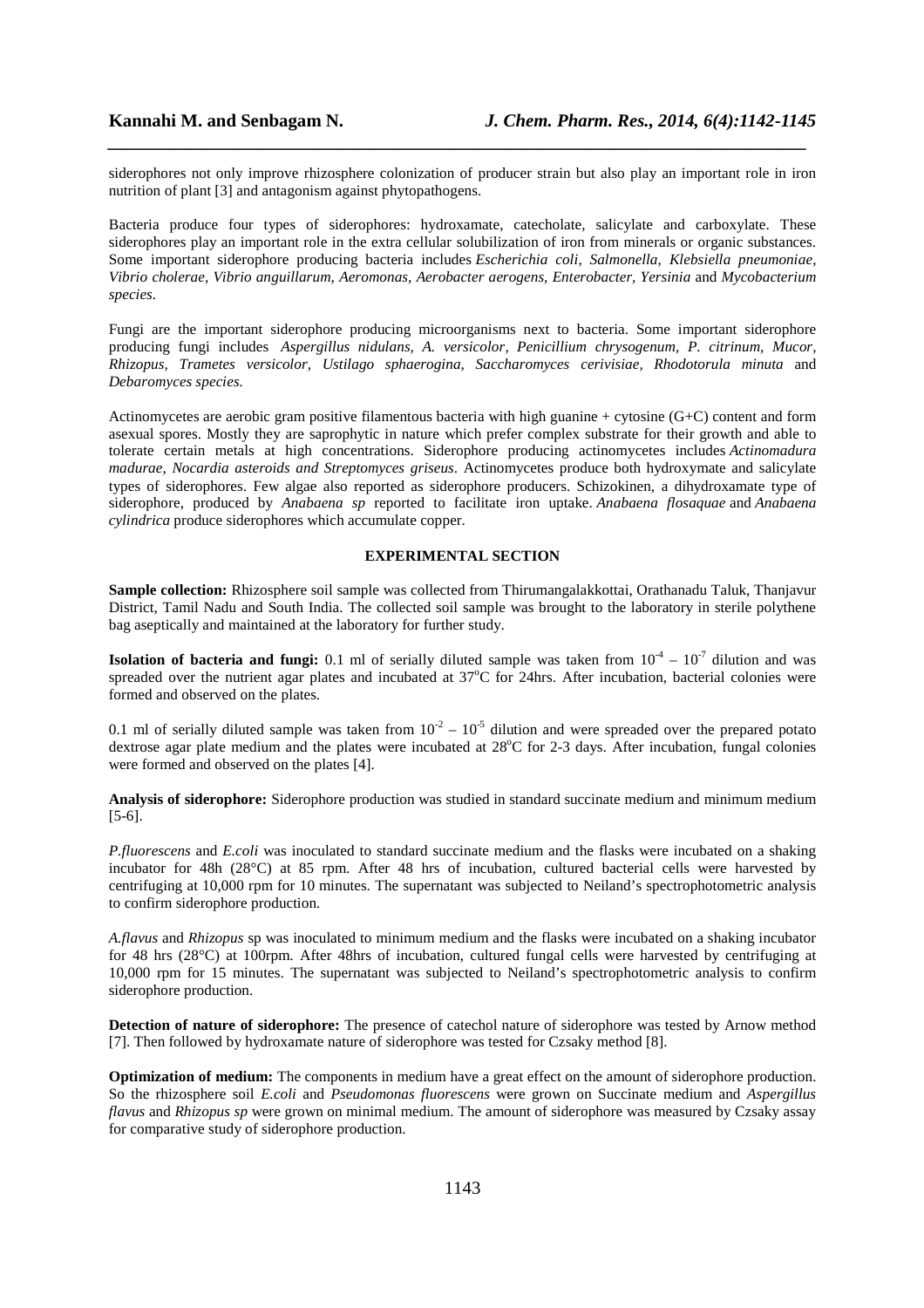siderophores not only improve rhizosphere colonization of producer strain but also play an important role in iron nutrition of plant [3] and antagonism against phytopathogens.

Bacteria produce four types of siderophores: hydroxamate, catecholate, salicylate and carboxylate. These siderophores play an important role in the extra cellular solubilization of iron from minerals or organic substances. Some important siderophore producing bacteria includes *Escherichia coli, Salmonella, Klebsiella pneumoniae, Vibrio cholerae, Vibrio anguillarum, Aeromonas, Aerobacter aerogens, Enterobacter, Yersinia* and *Mycobacterium species.*

Fungi are the important siderophore producing microorganisms next to bacteria. Some important siderophore producing fungi includes *Aspergillus nidulans, A. versicolor, Penicillium chrysogenum, P. citrinum, Mucor, Rhizopus, Trametes versicolor, Ustilago sphaerogina, Saccharomyces cerivisiae, Rhodotorula minuta* and *Debaromyces species.*

Actinomycetes are aerobic gram positive filamentous bacteria with high guanine + cytosine (G+C) content and form asexual spores. Mostly they are saprophytic in nature which prefer complex substrate for their growth and able to tolerate certain metals at high concentrations. Siderophore producing actinomycetes includes *Actinomadura madurae, Nocardia asteroids and Streptomyces griseus*. Actinomycetes produce both hydroxymate and salicylate types of siderophores. Few algae also reported as siderophore producers. Schizokinen, a dihydroxamate type of siderophore, produced by *Anabaena sp* reported to facilitate iron uptake. *Anabaena flosaquae* and *Anabaena cylindrica* produce siderophores which accumulate copper.

## EXPERIMENTAL SECTION

**Sample collection:** Rhizosphere soil sample was collected from Thirumangalakkottai, Orathanadu Taluk, Thanjavur District, Tamil Nadu and South India. The collected soil sample was brought to the laboratory in sterile polythene bag aseptically and maintained at the laboratory for further study.

**Isolation of bacteria and fungi:** 0.1 ml of serially diluted sample was taken from $10^{-4}$ – $10^{-7}$ dilution and was spreaded over the nutrient agar plates and incubated at 37°C for 24hrs. After incubation, bacterial colonies were formed and observed on the plates.

0.1 ml of serially diluted sample was taken from $10^{-2}$ – $10^{-5}$ dilution and were spreaded over the prepared potato dextrose agar plate medium and the plates were incubated at 28°C for 2-3 days. After incubation, fungal colonies were formed and observed on the plates [4].

**Analysis of siderophore:** Siderophore production was studied in standard succinate medium and minimum medium [5-6].

*P.fluorescens* and *E.coli* was inoculated to standard succinate medium and the flasks were incubated on a shaking incubator for 48h (28°C) at 85 rpm. After 48 hrs of incubation, cultured bacterial cells were harvested by centrifuging at 10,000 rpm for 10 minutes. The supernatant was subjected to Neiland's spectrophotometric analysis to confirm siderophore production.

*A.flavus* and *Rhizopus* sp was inoculated to minimum medium and the flasks were incubated on a shaking incubator for 48 hrs (28°C) at 100rpm. After 48hrs of incubation, cultured fungal cells were harvested by centrifuging at 10,000 rpm for 15 minutes. The supernatant was subjected to Neiland's spectrophotometric analysis to confirm siderophore production.

**Detection of nature of siderophore:** The presence of catechol nature of siderophore was tested by Arnow method [7]. Then followed by hydroxamate nature of siderophore was tested for Czsaky method [8].

**Optimization of medium:** The components in medium have a great effect on the amount of siderophore production. So the rhizosphere soil *E.coli* and *Pseudomonas fluorescens* were grown on Succinate medium and *Aspergillus flavus* and *Rhizopus sp* were grown on minimal medium. The amount of siderophore was measured by Czsaky assay for comparative study of siderophore production.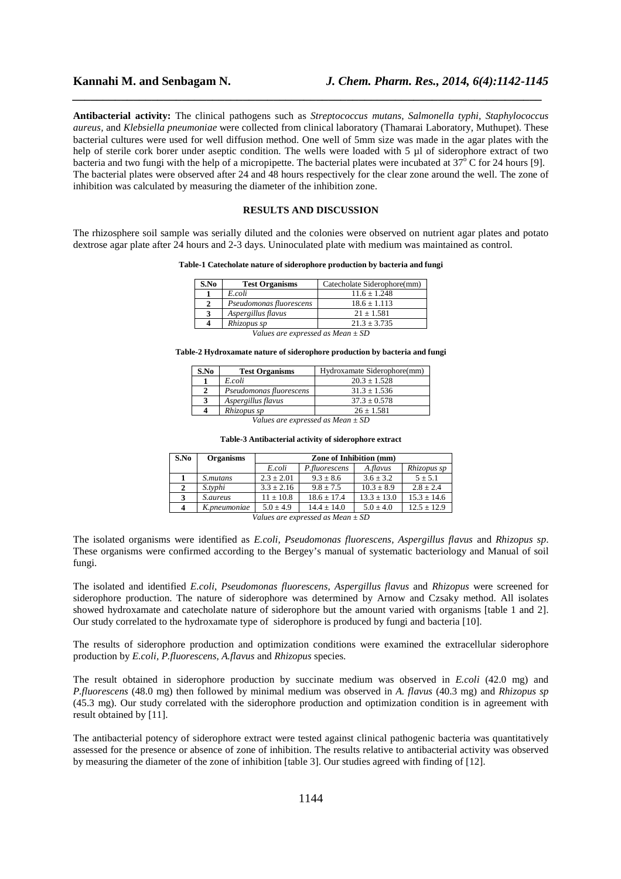**Antibacterial activity:** The clinical pathogens such as *Streptococcus mutans, Salmonella typhi*, *Staphylococcus aureus,* and *Klebsiella pneumoniae* were collected from clinical laboratory (Thamarai Laboratory, Muthupet). These bacterial cultures were used for well diffusion method. One well of 5mm size was made in the agar plates with the help of sterile cork borer under aseptic condition. The wells were loaded with 5 µl of siderophore extract of two bacteria and two fungi with the help of a micropipette. The bacterial plates were incubated at 37$^{o}$ C for 24 hours [9]. The bacterial plates were observed after 24 and 48 hours respectively for the clear zone around the well. The zone of inhibition was calculated by measuring the diameter of the inhibition zone.

## RESULTS AND DISCUSSION

The rhizosphere soil sample was serially diluted and the colonies were observed on nutrient agar plates and potato dextrose agar plate after 24 hours and 2-3 days. Uninoculated plate with medium was maintained as control.

**Table-1 Catecholate nature of siderophore production by bacteria and fungi**

| S.No | Test Organisms | Catecholate Siderophore(mm) |
|---|---|---|
| 1 | *E.coli* | 11.6 ± 1.248 |
| 2 | *Pseudomonas fluorescens* | 18.6 ± 1.113 |
| 3 | *Aspergillus flavus* | 21 ± 1.581 |
| 4 | *Rhizopus sp* | 21.3 ± 3.735 |

*Values are expressed as Mean ± SD*

**Table-2 Hydroxamate nature of siderophore production by bacteria and fungi**

| S.No | Test Organisms | Hydroxamate Siderophore(mm) |
|---|---|---|
| 1 | *E.coli* | 20.3 ± 1.528 |
| 2 | *Pseudomonas fluorescens* | 31.3 ± 1.536 |
| 3 | *Aspergillus flavus* | 37.3 ± 0.578 |
| 4 | *Rhizopus sp* | 26 ± 1.581 |

*Values are expressed as Mean ± SD*

**Table-3 Antibacterial activity of siderophore extract**

| S.No | Organisms | Zone of Inhibition (mm) | | | |
|---|---|---|---|---|---|
| | | *E.coli* | *P.fluorescens* | *A.flavus* | *Rhizopus sp* |
| 1 | *S.mutans* | 2.3 ± 2.01 | 9.3 ± 8.6 | 3.6 ± 3.2 | 5 ± 5.1 |
| 2 | *S.typhi* | 3.3 ± 2.16 | 9.8 ± 7.5 | 10.3 ± 8.9 | 2.8 ± 2.4 |
| 3 | *S.aureus* | 11 ± 10.8 | 18.6 ± 17.4 | 13.3 ± 13.0 | 15.3 ± 14.6 |
| 4 | *K.pneumoniae* | 5.0 ± 4.9 | 14.4 ± 14.0 | 5.0 ± 4.0 | 12.5 ± 12.9 |

*Values are expressed as Mean ± SD*

The isolated organisms were identified as *E.coli, Pseudomonas fluorescens*, *Aspergillus flavus* and *Rhizopus sp*. These organisms were confirmed according to the Bergey's manual of systematic bacteriology and Manual of soil fungi.

The isolated and identified *E.coli*, *Pseudomonas fluorescens, Aspergillus flavus* and *Rhizopus* were screened for siderophore production. The nature of siderophore was determined by Arnow and Czsaky method. All isolates showed hydroxamate and catecholate nature of siderophore but the amount varied with organisms [table 1 and 2]. Our study correlated to the hydroxamate type of siderophore is produced by fungi and bacteria [10].

The results of siderophore production and optimization conditions were examined the extracellular siderophore production by *E.coli*, *P.fluorescens, A.flavus* and *Rhizopus* species.

The result obtained in siderophore production by succinate medium was observed in *E.coli* (42.0 mg) and *P.fluorescens* (48.0 mg) then followed by minimal medium was observed in *A. flavus* (40.3 mg) and *Rhizopus sp* (45.3 mg). Our study correlated with the siderophore production and optimization condition is in agreement with result obtained by [11].

The antibacterial potency of siderophore extract were tested against clinical pathogenic bacteria was quantitatively assessed for the presence or absence of zone of inhibition. The results relative to antibacterial activity was observed by measuring the diameter of the zone of inhibition [table 3]. Our studies agreed with finding of [12].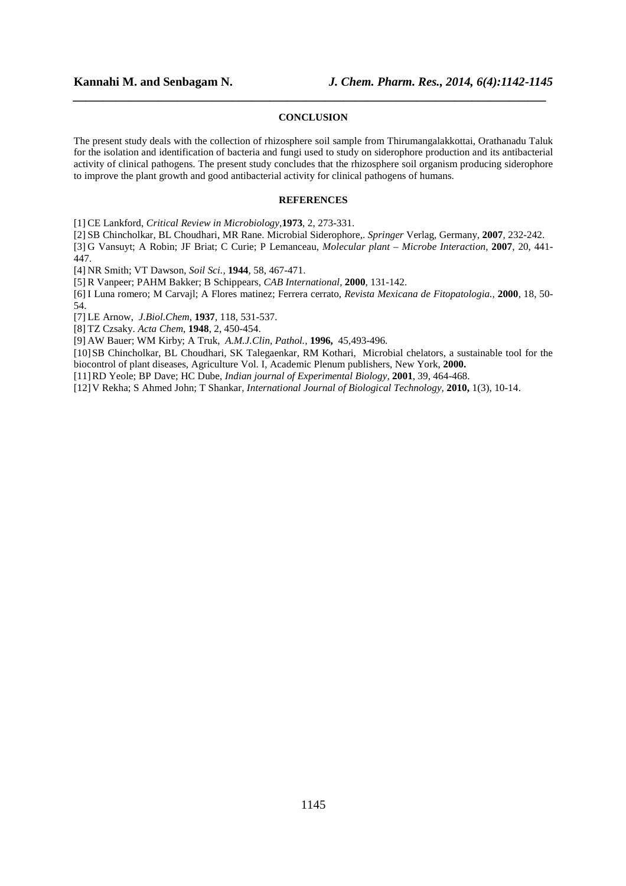## CONCLUSION

The present study deals with the collection of rhizosphere soil sample from Thirumangalakkottai, Orathanadu Taluk for the isolation and identification of bacteria and fungi used to study on siderophore production and its antibacterial activity of clinical pathogens. The present study concludes that the rhizosphere soil organism producing siderophore to improve the plant growth and good antibacterial activity for clinical pathogens of humans.

## REFERENCES

[1] CE Lankford, *Critical Review in Microbiology*,**1973**, 2, 273-331.

[2] SB Chincholkar, BL Choudhari, MR Rane. Microbial Siderophore,. *Springer* Verlag, Germany, **2007**, 232-242.

[3] G Vansuyt; A Robin; JF Briat; C Curie; P Lemanceau, *Molecular plant – Microbe Interaction,* **2007**, 20, 441-447.

[4] NR Smith; VT Dawson, *Soil Sci.*, **1944**, 58, 467-471.

[5] R Vanpeer; PAHM Bakker; B Schippears, *CAB International*, **2000**, 131-142.

[6] I Luna romero; M Carvajl; A Flores matinez; Ferrera cerrato, *Revista Mexicana de Fitopatologia.*, **2000**, 18, 50-54.

[7] LE Arnow, *J.Biol.Chem*, **1937**, 118, 531-537.

[8] TZ Czsaky. *Acta Chem*, **1948**, 2, 450-454.

[9] AW Bauer; WM Kirby; A Truk, *A.M.J.Clin, Pathol.*, **1996,** 45,493-496.

[10] SB Chincholkar, BL Choudhari, SK Talegaenkar, RM Kothari, Microbial chelators, a sustainable tool for the biocontrol of plant diseases, Agriculture Vol. I, Academic Plenum publishers, New York, **2000.**

[11] RD Yeole; BP Dave; HC Dube, *Indian journal of Experimental Biology*, **2001**, 39, 464-468.

[12] V Rekha; S Ahmed John; T Shankar, *International Journal of Biological Technology,* **2010,** 1(3), 10-14.